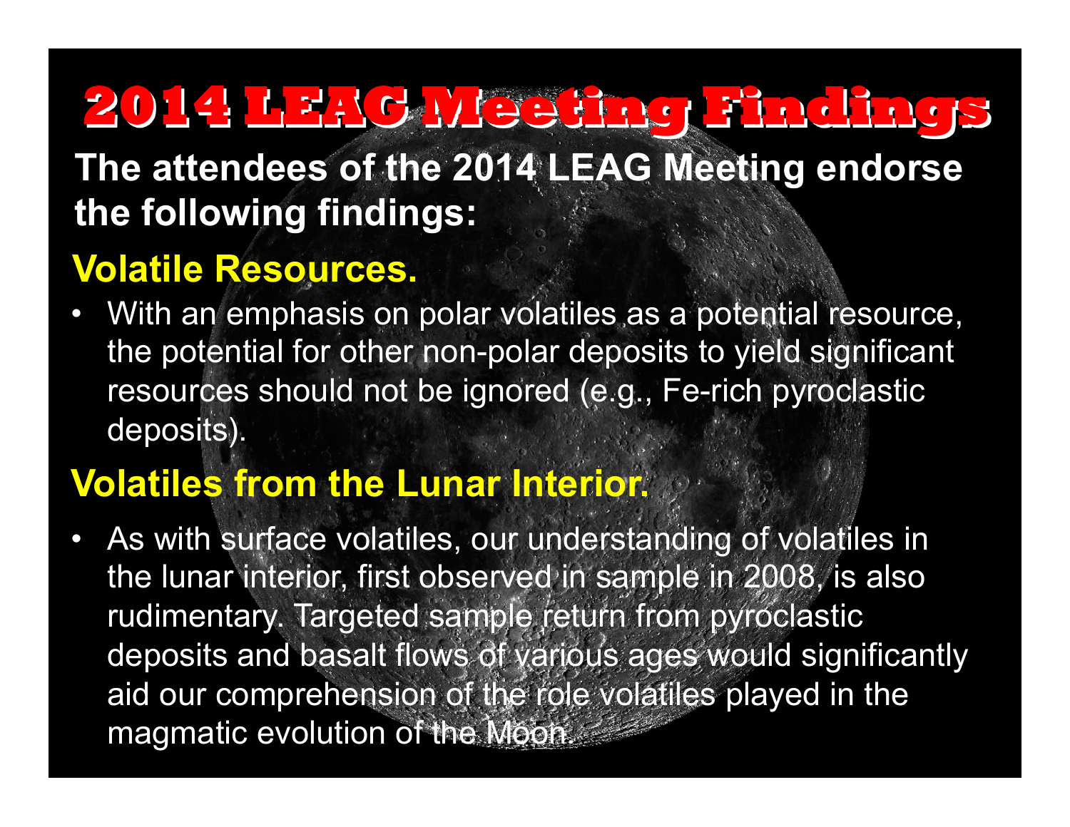# 2014 LEAG Meeting Findings

**The attendees of the 2014 LEAG Meeting endorse the following findings:**

## Volatile Resources.

- With an emphasis on polar volatiles as a potential resource, the potential for other non-polar deposits to yield significant resources should not be ignored (e.g., Fe-rich pyroclastic deposits).

## Volatiles from the Lunar Interior.

- As with surface volatiles, our understanding of volatiles in the lunar interior, first observed in sample in 2008, is also rudimentary. Targeted sample return from pyroclastic deposits and basalt flows of various ages would significantly aid our comprehension of the role volatiles played in the magmatic evolution of the Moon.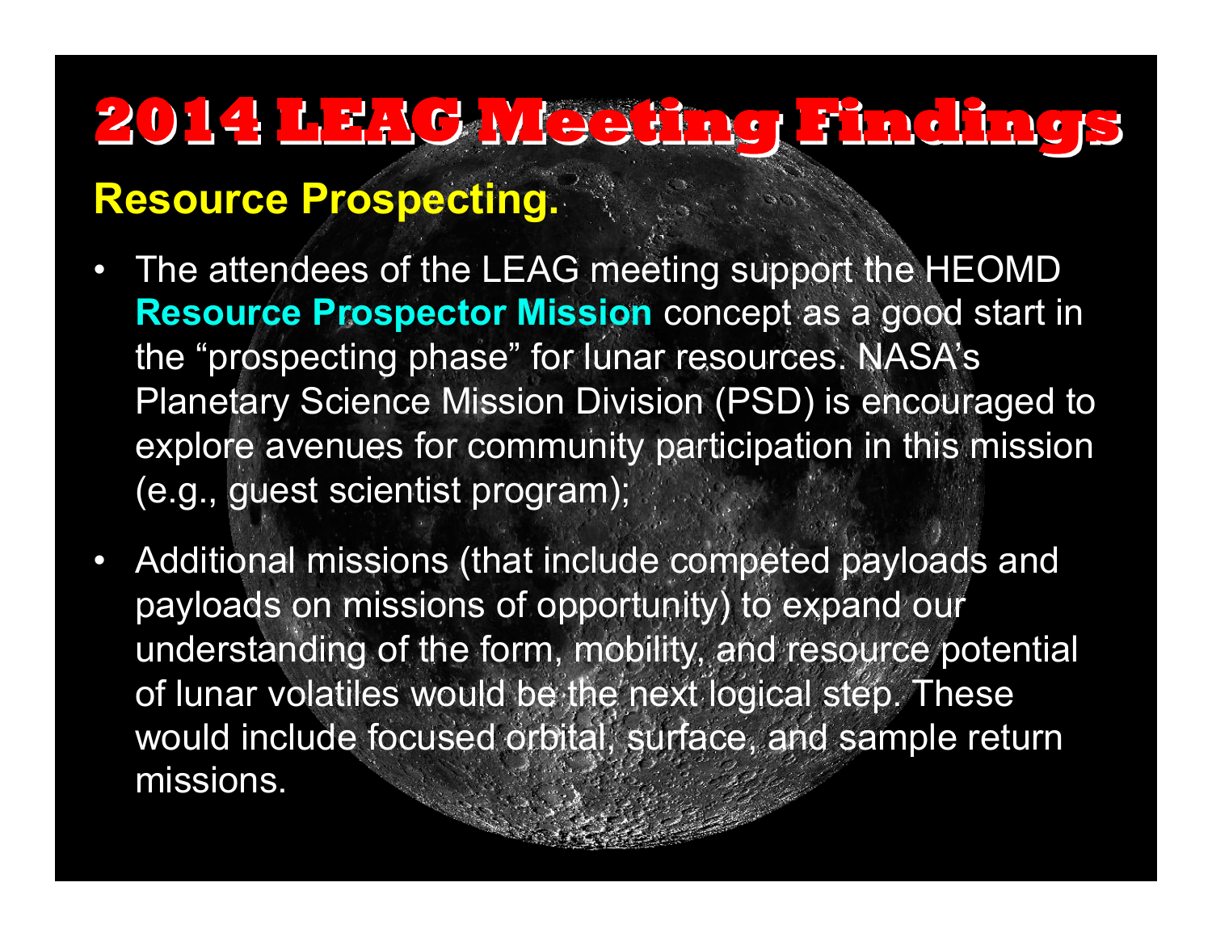# 2014 LEAG Meeting Findings

## Resource Prospecting.

- The attendees of the LEAG meeting support the HEOMD **Resource Prospector Mission** concept as a good start in the “prospecting phase” for lunar resources. NASA’s Planetary Science Mission Division (PSD) is encouraged to explore avenues for community participation in this mission (e.g., guest scientist program);
- Additional missions (that include competed payloads and payloads on missions of opportunity) to expand our understanding of the form, mobility, and resource potential of lunar volatiles would be the next logical step. These would include focused orbital, surface, and sample return missions.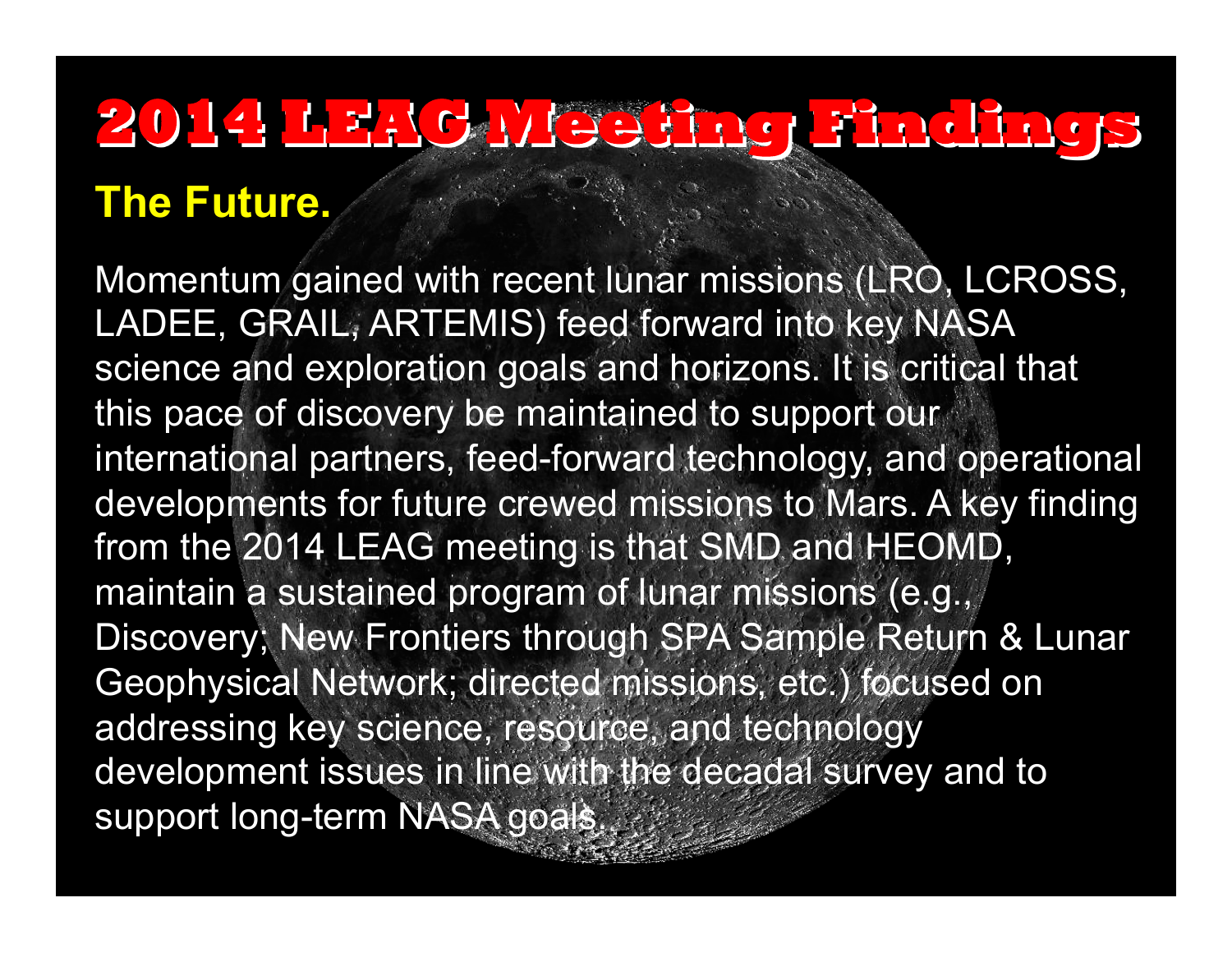# 2014 LEAG Meeting Findings

## The Future.

Momentum gained with recent lunar missions (LRO, LCROSS, LADEE, GRAIL, ARTEMIS) feed forward into key NASA science and exploration goals and horizons. It is critical that this pace of discovery be maintained to support our international partners, feed-forward technology, and operational developments for future crewed missions to Mars. A key finding from the 2014 LEAG meeting is that SMD and HEOMD, maintain a sustained program of lunar missions (e.g., Discovery; New Frontiers through SPA Sample Return & Lunar Geophysical Network; directed missions, etc.) focused on addressing key science, resource, and technology development issues in line with the decadal survey and to support long-term NASA goals.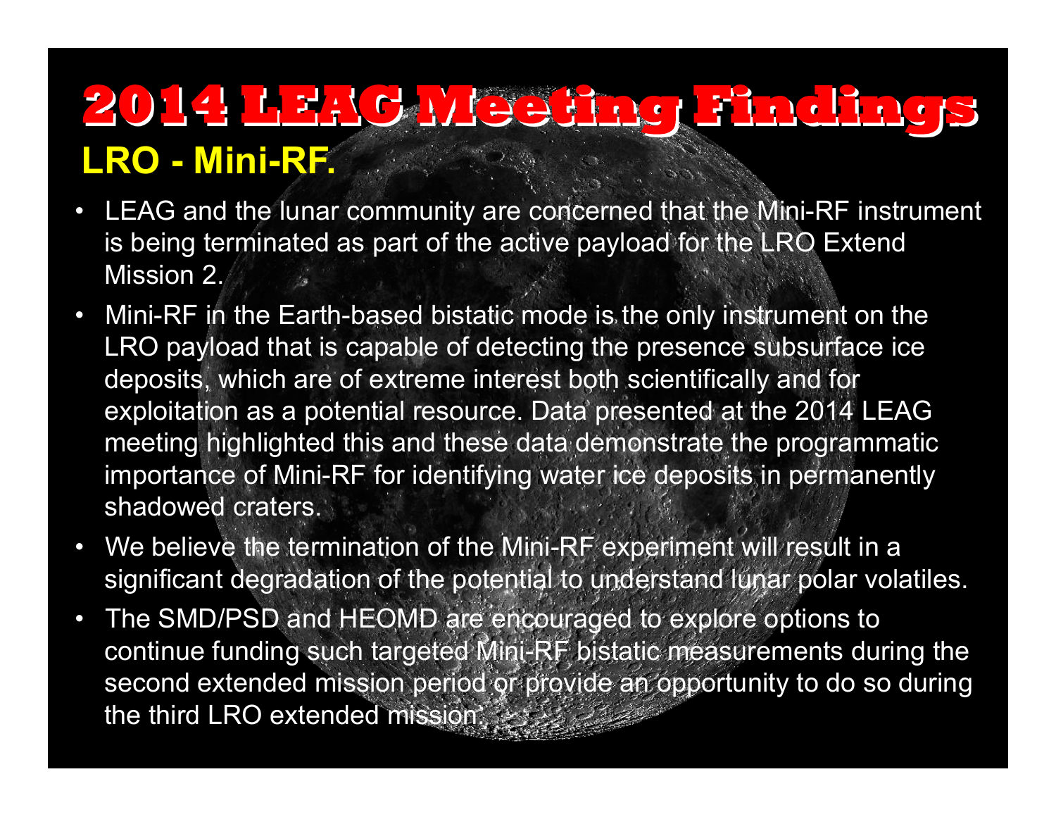# 2014 LEAG Meeting Findings

## LRO - Mini-RF.

- LEAG and the lunar community are concerned that the Mini-RF instrument is being terminated as part of the active payload for the LRO Extend Mission 2.
- Mini-RF in the Earth-based bistatic mode is the only instrument on the LRO payload that is capable of detecting the presence subsurface ice deposits, which are of extreme interest both scientifically and for exploitation as a potential resource. Data presented at the 2014 LEAG meeting highlighted this and these data demonstrate the programmatic importance of Mini-RF for identifying water ice deposits in permanently shadowed craters.
- We believe the termination of the Mini-RF experiment will result in a significant degradation of the potential to understand lunar polar volatiles.
- The SMD/PSD and HEOMD are encouraged to explore options to continue funding such targeted Mini-RF bistatic measurements during the second extended mission period or provide an opportunity to do so during the third LRO extended mission.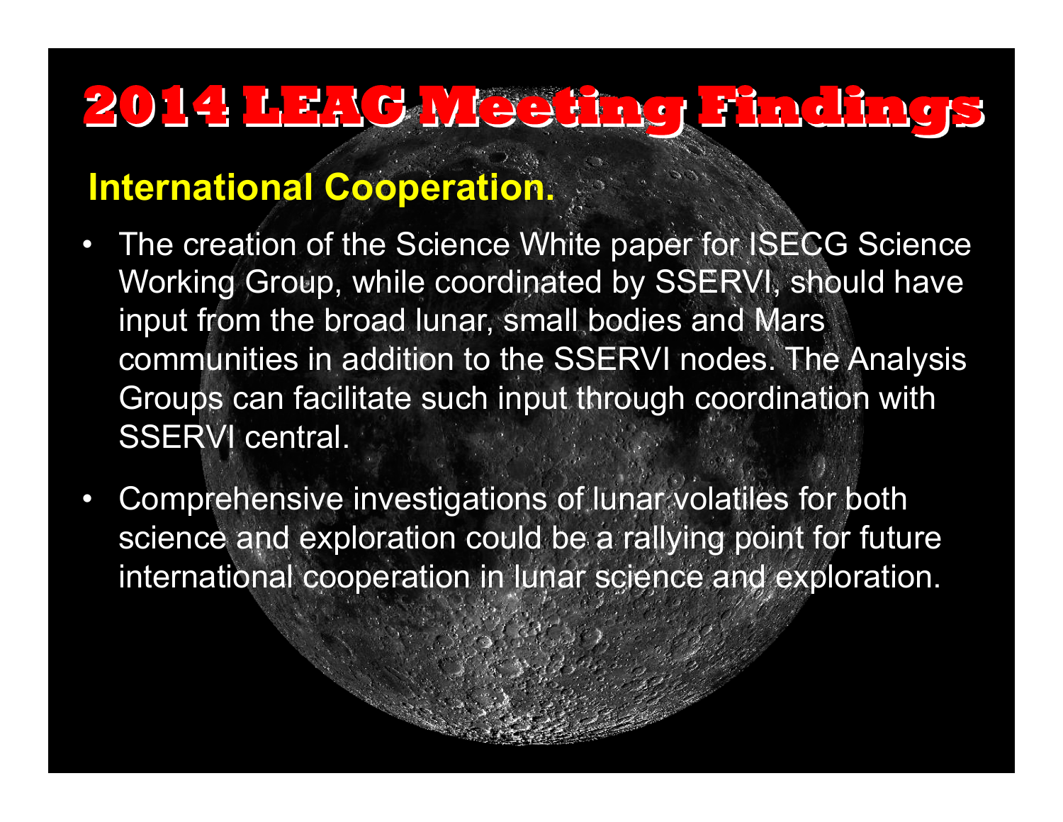# 2014 LEAG Meeting Findings

## International Cooperation.

- The creation of the Science White paper for ISECG Science Working Group, while coordinated by SSERVI, should have input from the broad lunar, small bodies and Mars communities in addition to the SSERVI nodes. The Analysis Groups can facilitate such input through coordination with SSERVI central.
- Comprehensive investigations of lunar volatiles for both science and exploration could be a rallying point for future international cooperation in lunar science and exploration.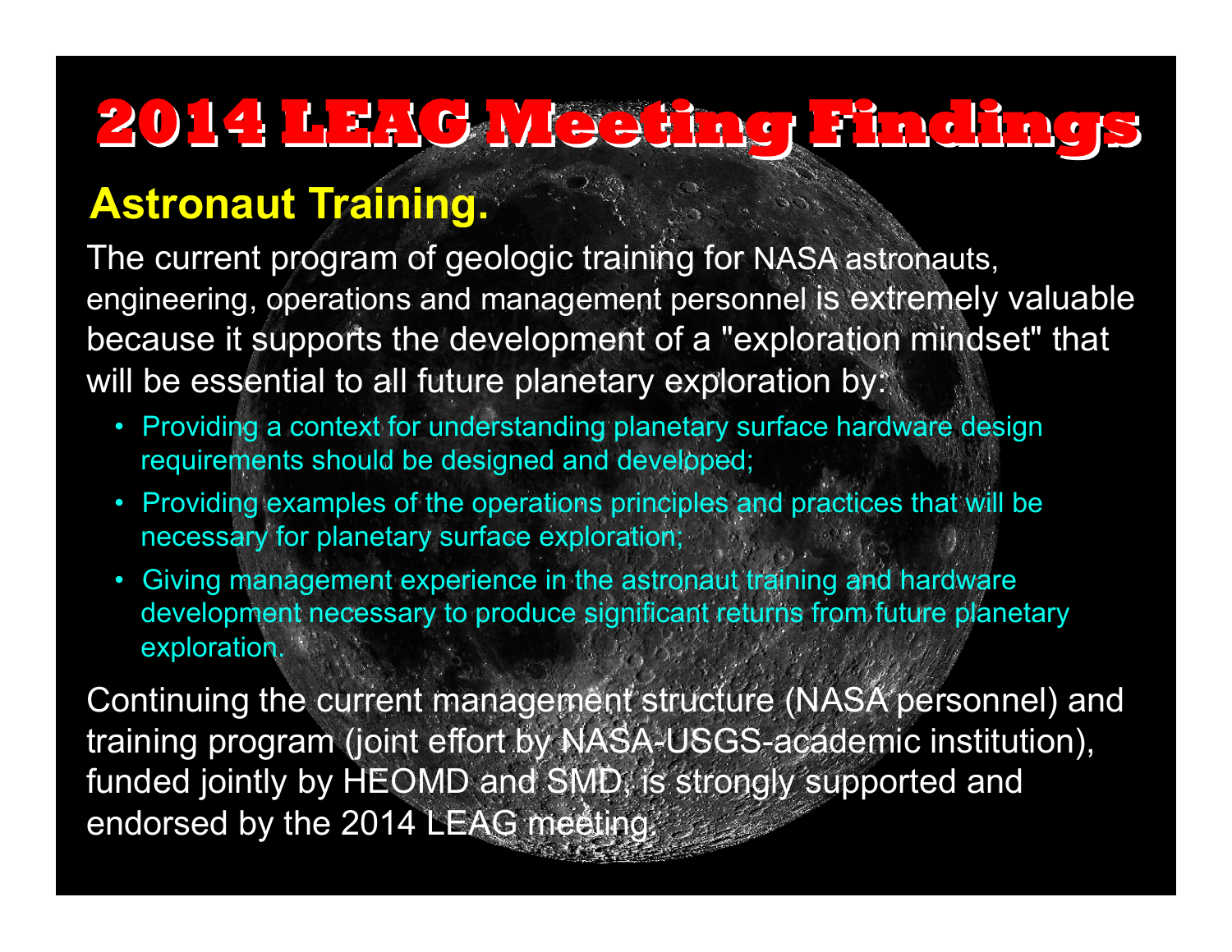# 2014 LEAG Meeting Findings

## Astronaut Training.

The current program of geologic training for NASA astronauts, engineering, operations and management personnel is extremely valuable because it supports the development of a "exploration mindset" that will be essential to all future planetary exploration by:

- Providing a context for understanding planetary surface hardware design requirements should be designed and developed;
- Providing examples of the operations principles and practices that will be necessary for planetary surface exploration;
- Giving management experience in the astronaut training and hardware development necessary to produce significant returns from future planetary exploration.

Continuing the current management structure (NASA personnel) and training program (joint effort by NASA-USGS-academic institution), funded jointly by HEOMD and SMD, is strongly supported and endorsed by the 2014 LEAG meeting.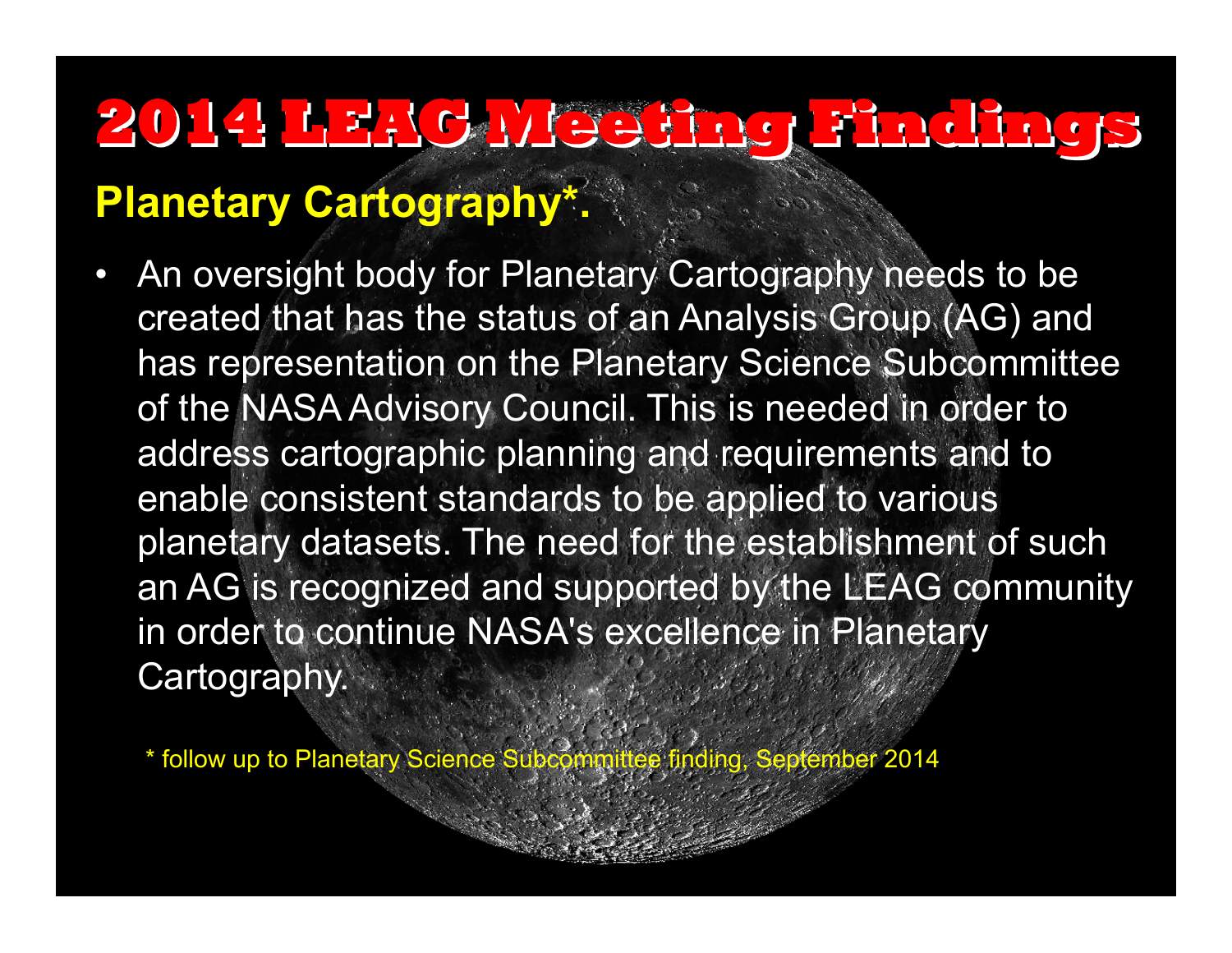# 2014 LEAG Meeting Findings

## Planetary Cartography*.

- An oversight body for Planetary Cartography needs to be created that has the status of an Analysis Group (AG) and has representation on the Planetary Science Subcommittee of the NASA Advisory Council. This is needed in order to address cartographic planning and requirements and to enable consistent standards to be applied to various planetary datasets. The need for the establishment of such an AG is recognized and supported by the LEAG community in order to continue NASA's excellence in Planetary Cartography.

\* follow up to Planetary Science Subcommittee finding, September 2014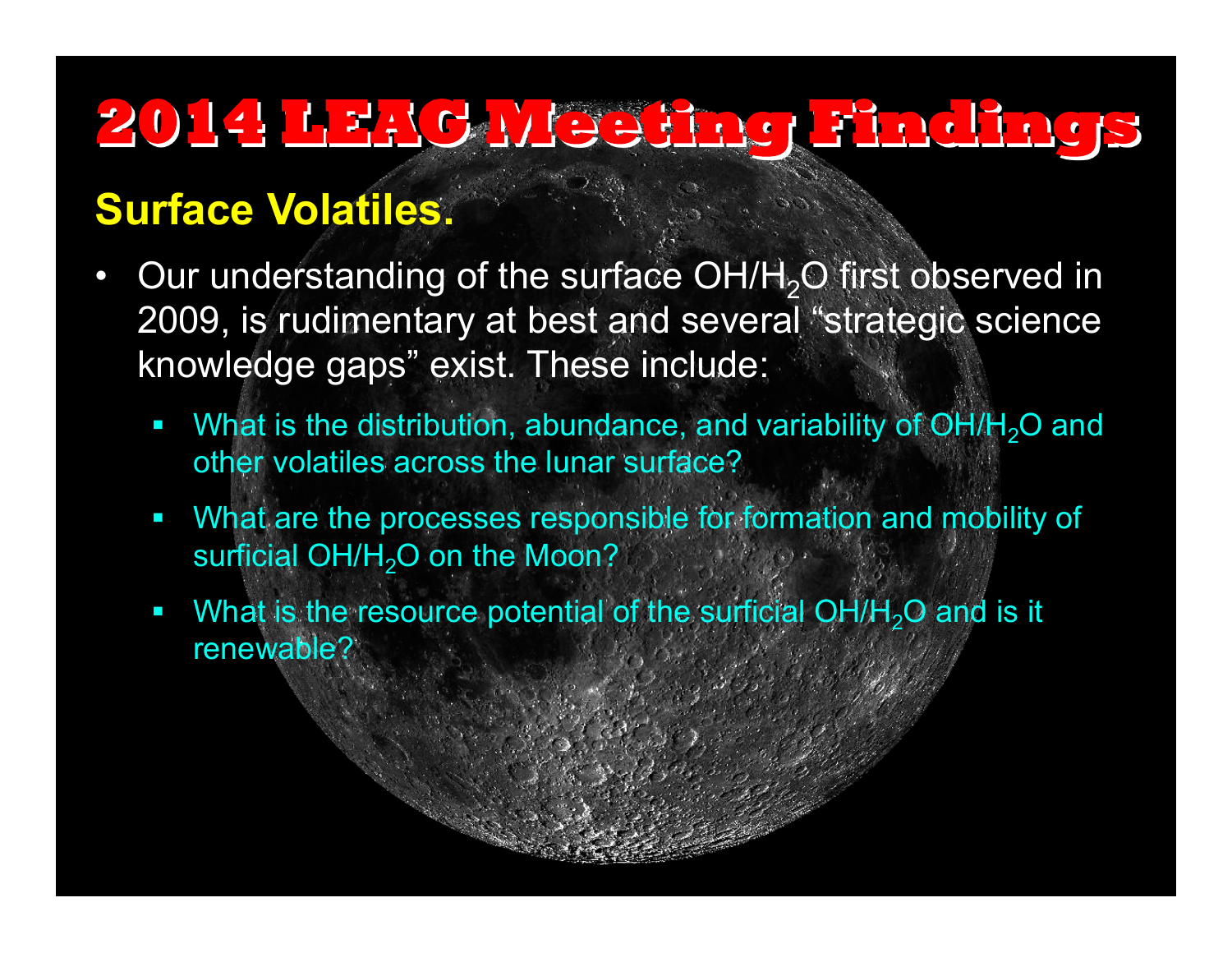# 2014 LEAG Meeting Findings

## Surface Volatiles.

- Our understanding of the surface $OH/H_2O$ first observed in 2009, is rudimentary at best and several "strategic science knowledge gaps" exist. These include:
  - What is the distribution, abundance, and variability of $OH/H_2O$ and other volatiles across the lunar surface?
  - What are the processes responsible for formation and mobility of surficial $OH/H_2O$ on the Moon?
  - What is the resource potential of the surficial $OH/H_2O$ and is it renewable?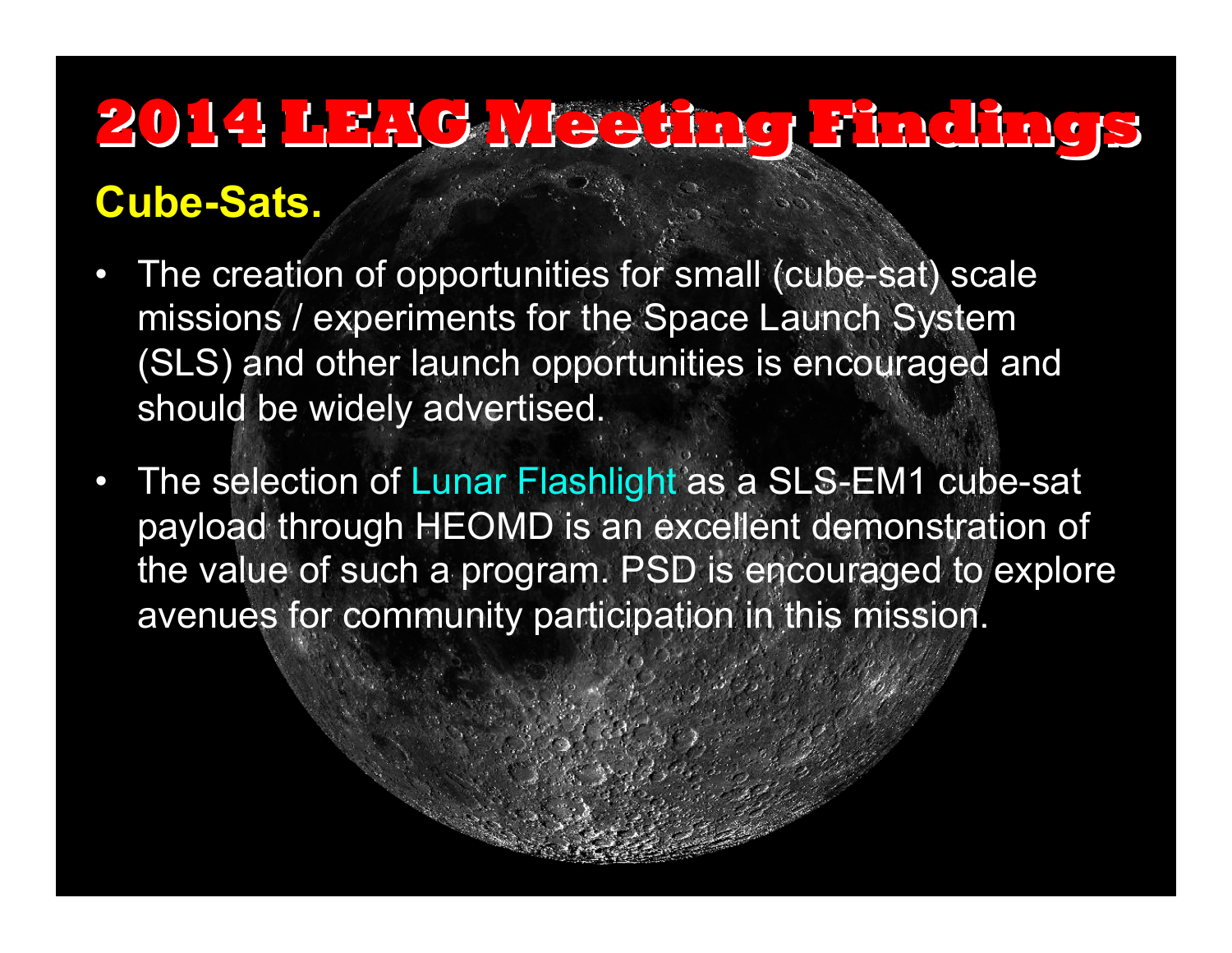# 2014 LEAG Meeting Findings

## Cube-Sats.

- The creation of opportunities for small (cube-sat) scale missions / experiments for the Space Launch System (SLS) and other launch opportunities is encouraged and should be widely advertised.
- The selection of Lunar Flashlight as a SLS-EM1 cube-sat payload through HEOMD is an excellent demonstration of the value of such a program. PSD is encouraged to explore avenues for community participation in this mission.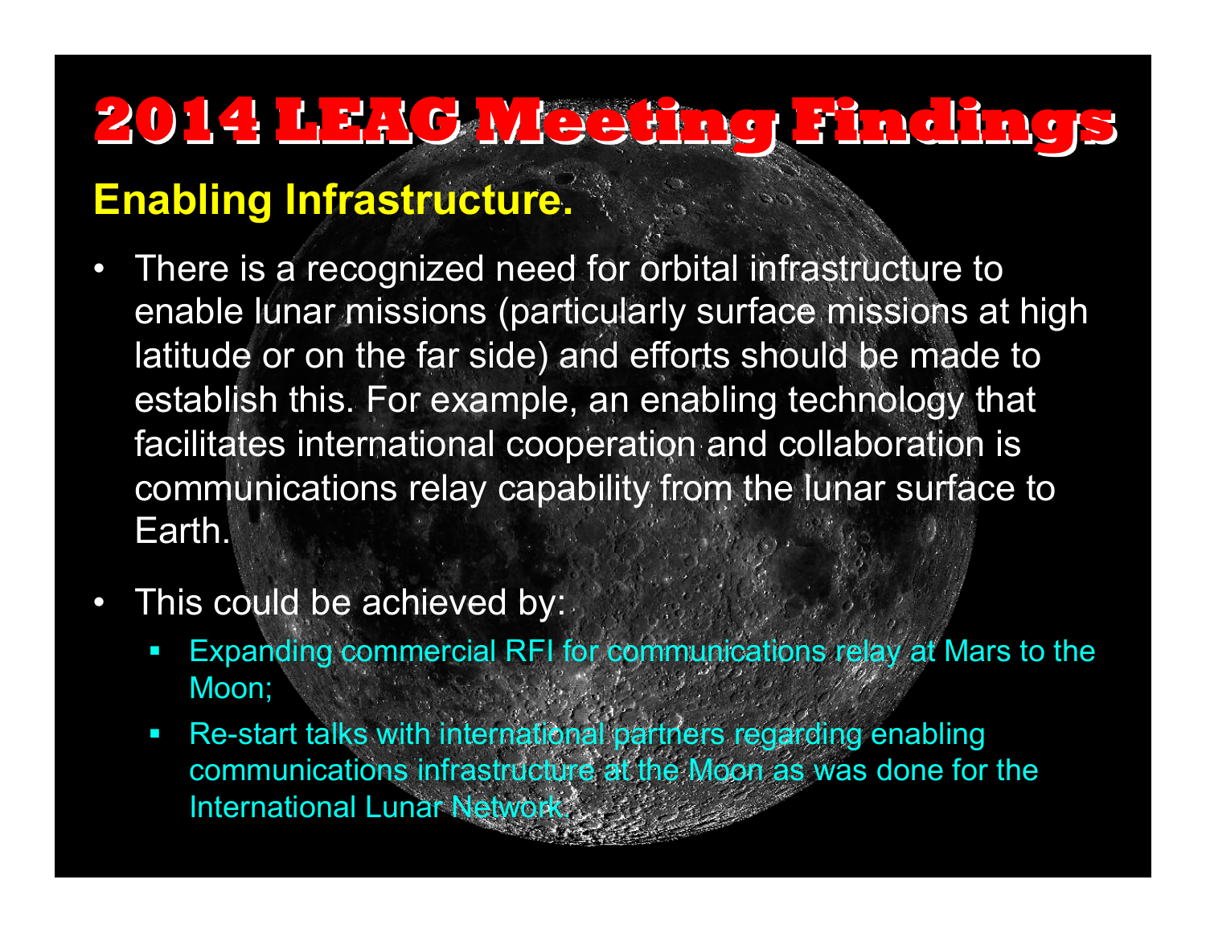# 2014 LEAG Meeting Findings

## Enabling Infrastructure.

- There is a recognized need for orbital infrastructure to enable lunar missions (particularly surface missions at high latitude or on the far side) and efforts should be made to establish this. For example, an enabling technology that facilitates international cooperation and collaboration is communications relay capability from the lunar surface to Earth.
- This could be achieved by:
  - Expanding commercial RFI for communications relay at Mars to the Moon;
  - Re-start talks with international partners regarding enabling communications infrastructure at the Moon as was done for the International Lunar Network.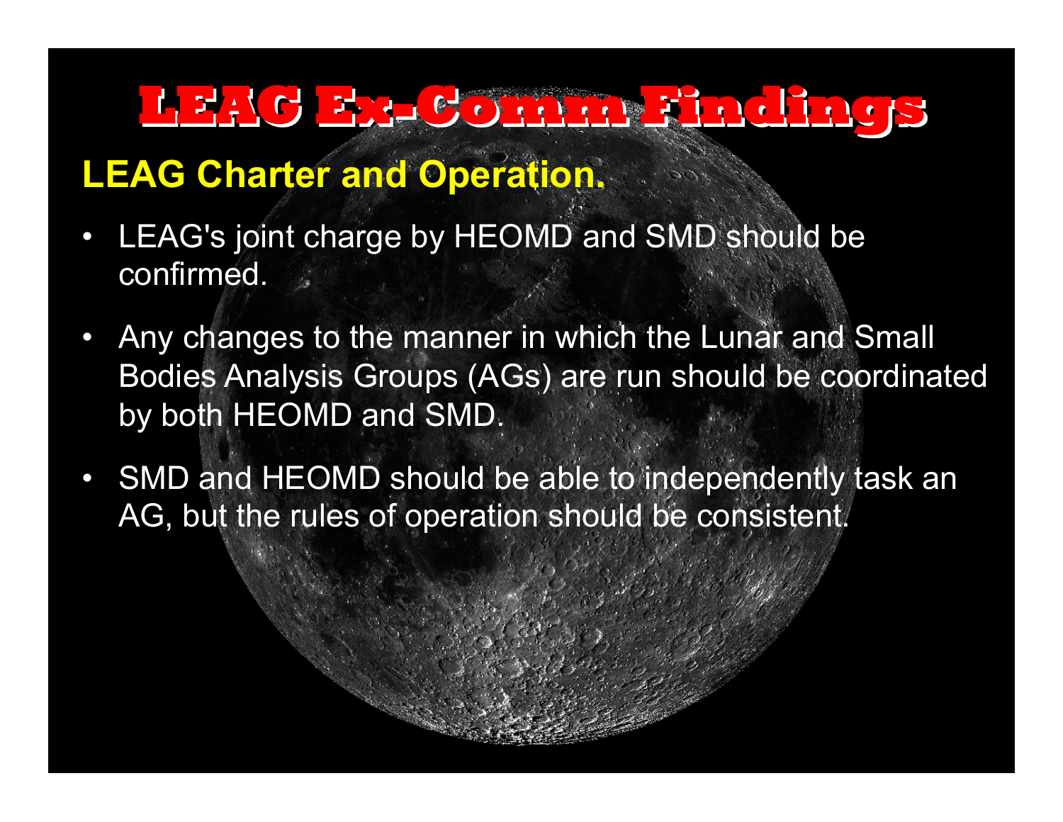# LEAG Ex-Comm Findings

## LEAG Charter and Operation.

- LEAG's joint charge by HEOMD and SMD should be confirmed.
- Any changes to the manner in which the Lunar and Small Bodies Analysis Groups (AGs) are run should be coordinated by both HEOMD and SMD.
- SMD and HEOMD should be able to independently task an AG, but the rules of operation should be consistent.